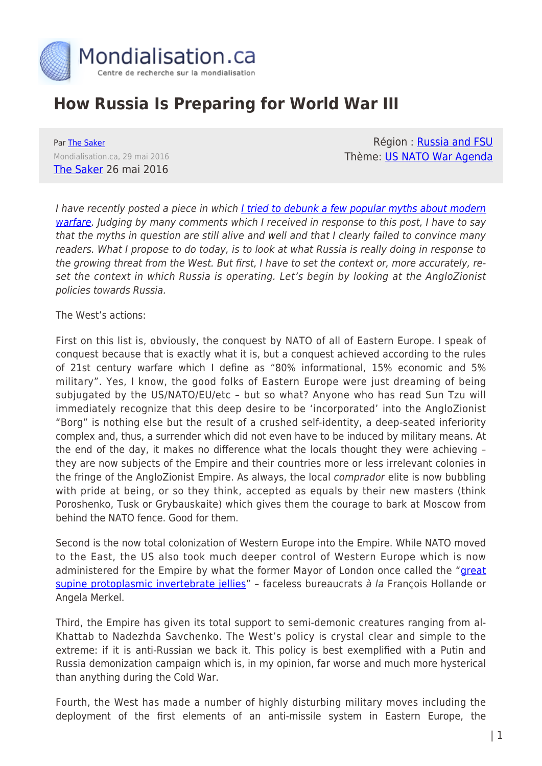Mondialisation.ca

Centre de recherche sur la mondialisation

# How Russia Is Preparing for World War III

Par The Saker

Mondialisation.ca, 29 mai 2016

The Saker 26 mai 2016

Région : Russia and FSU

Thème: US NATO War Agenda

*I have recently posted a piece in which I tried to debunk a few popular myths about modern warfare. Judging by many comments which I received in response to this post, I have to say that the myths in question are still alive and well and that I clearly failed to convince many readers. What I propose to do today, is to look at what Russia is really doing in response to the growing threat from the West. But first, I have to set the context or, more accurately, re-set the context in which Russia is operating. Let's begin by looking at the AngloZionist policies towards Russia.*

The West's actions:

First on this list is, obviously, the conquest by NATO of all of Eastern Europe. I speak of conquest because that is exactly what it is, but a conquest achieved according to the rules of 21st century warfare which I define as "80% informational, 15% economic and 5% military". Yes, I know, the good folks of Eastern Europe were just dreaming of being subjugated by the US/NATO/EU/etc – but so what? Anyone who has read Sun Tzu will immediately recognize that this deep desire to be 'incorporated' into the AngloZionist "Borg" is nothing else but the result of a crushed self-identity, a deep-seated inferiority complex and, thus, a surrender which did not even have to be induced by military means. At the end of the day, it makes no difference what the locals thought they were achieving – they are now subjects of the Empire and their countries more or less irrelevant colonies in the fringe of the AngloZionist Empire. As always, the local *comprador* elite is now bubbling with pride at being, or so they think, accepted as equals by their new masters (think Poroshenko, Tusk or Grybauskaite) which gives them the courage to bark at Moscow from behind the NATO fence. Good for them.

Second is the now total colonization of Western Europe into the Empire. While NATO moved to the East, the US also took much deeper control of Western Europe which is now administered for the Empire by what the former Mayor of London once called the "great supine protoplasmic invertebrate jellies" – faceless bureaucrats *à la* François Hollande or Angela Merkel.

Third, the Empire has given its total support to semi-demonic creatures ranging from al-Khattab to Nadezhda Savchenko. The West's policy is crystal clear and simple to the extreme: if it is anti-Russian we back it. This policy is best exemplified with a Putin and Russia demonization campaign which is, in my opinion, far worse and much more hysterical than anything during the Cold War.

Fourth, the West has made a number of highly disturbing military moves including the deployment of the first elements of an anti-missile system in Eastern Europe, the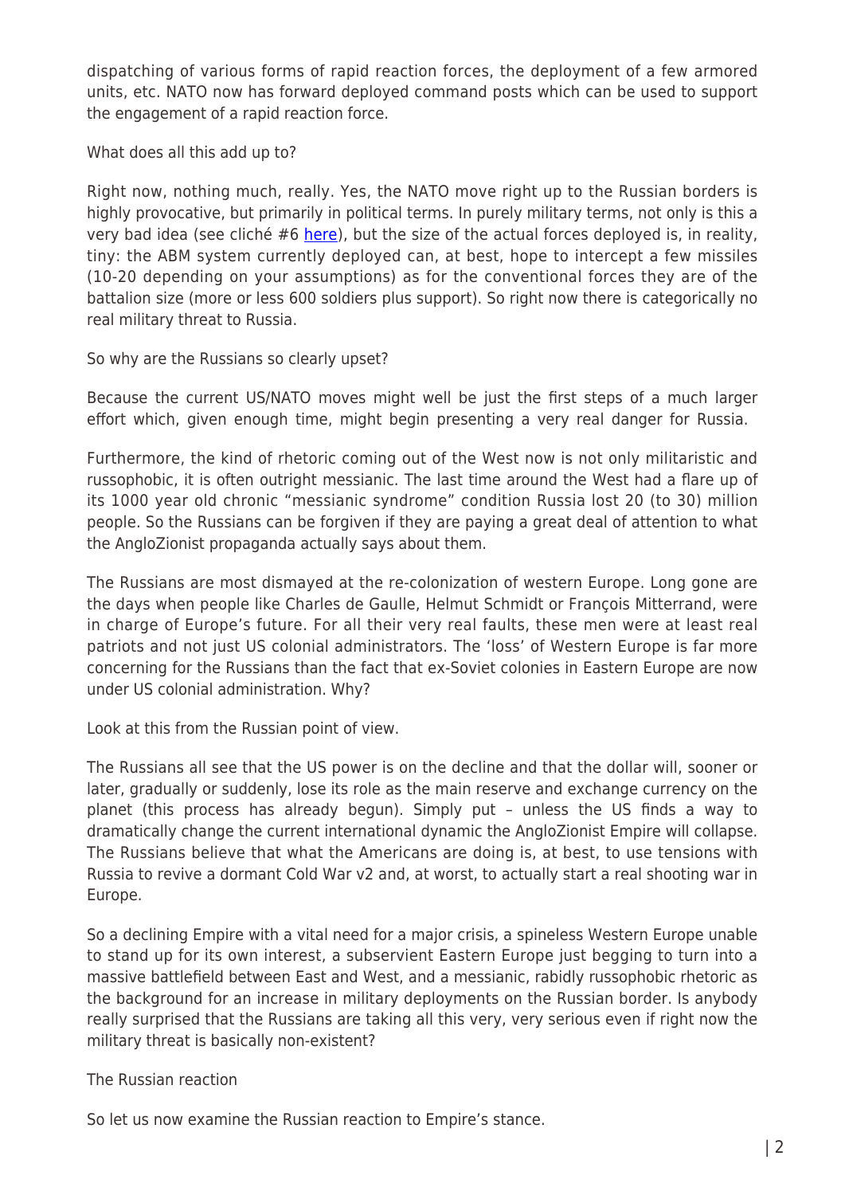dispatching of various forms of rapid reaction forces, the deployment of a few armored units, etc. NATO now has forward deployed command posts which can be used to support the engagement of a rapid reaction force.

What does all this add up to?

Right now, nothing much, really. Yes, the NATO move right up to the Russian borders is highly provocative, but primarily in political terms. In purely military terms, not only is this a very bad idea (see cliché #6 [here]), but the size of the actual forces deployed is, in reality, tiny: the ABM system currently deployed can, at best, hope to intercept a few missiles (10-20 depending on your assumptions) as for the conventional forces they are of the battalion size (more or less 600 soldiers plus support). So right now there is categorically no real military threat to Russia.

So why are the Russians so clearly upset?

Because the current US/NATO moves might well be just the first steps of a much larger effort which, given enough time, might begin presenting a very real danger for Russia.

Furthermore, the kind of rhetoric coming out of the West now is not only militaristic and russophobic, it is often outright messianic. The last time around the West had a flare up of its 1000 year old chronic "messianic syndrome" condition Russia lost 20 (to 30) million people. So the Russians can be forgiven if they are paying a great deal of attention to what the AngloZionist propaganda actually says about them.

The Russians are most dismayed at the re-colonization of western Europe. Long gone are the days when people like Charles de Gaulle, Helmut Schmidt or François Mitterrand, were in charge of Europe's future. For all their very real faults, these men were at least real patriots and not just US colonial administrators. The 'loss' of Western Europe is far more concerning for the Russians than the fact that ex-Soviet colonies in Eastern Europe are now under US colonial administration. Why?

Look at this from the Russian point of view.

The Russians all see that the US power is on the decline and that the dollar will, sooner or later, gradually or suddenly, lose its role as the main reserve and exchange currency on the planet (this process has already begun). Simply put – unless the US finds a way to dramatically change the current international dynamic the AngloZionist Empire will collapse. The Russians believe that what the Americans are doing is, at best, to use tensions with Russia to revive a dormant Cold War v2 and, at worst, to actually start a real shooting war in Europe.

So a declining Empire with a vital need for a major crisis, a spineless Western Europe unable to stand up for its own interest, a subservient Eastern Europe just begging to turn into a massive battlefield between East and West, and a messianic, rabidly russophobic rhetoric as the background for an increase in military deployments on the Russian border. Is anybody really surprised that the Russians are taking all this very, very serious even if right now the military threat is basically non-existent?

## The Russian reaction

So let us now examine the Russian reaction to Empire's stance.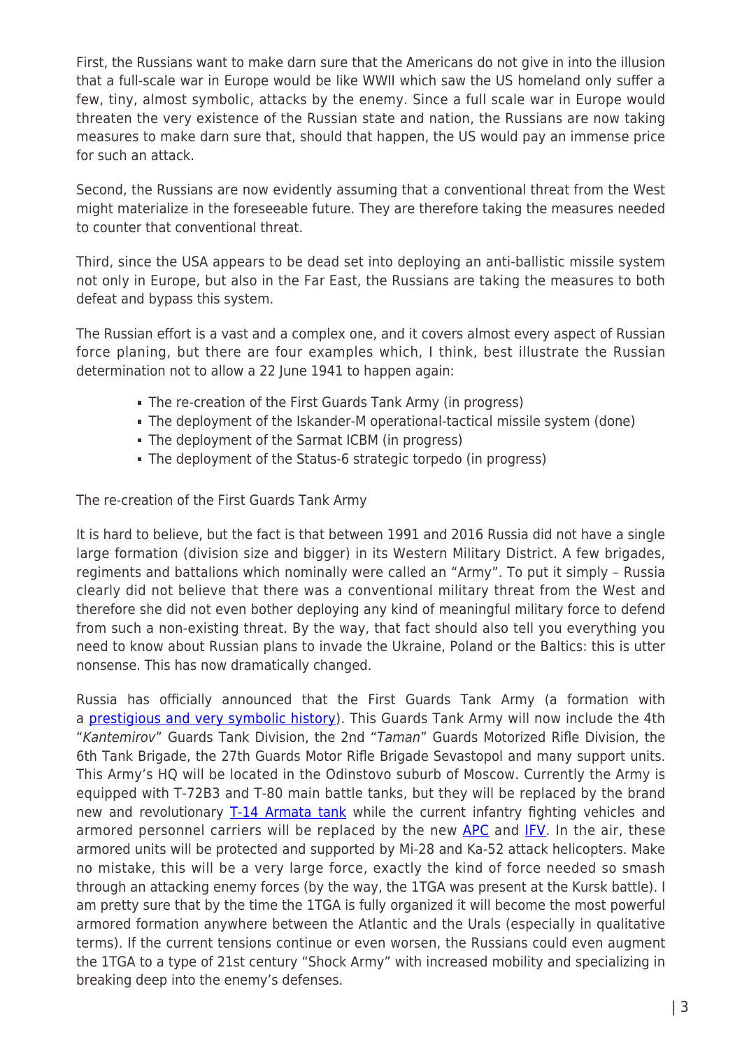First, the Russians want to make darn sure that the Americans do not give in into the illusion that a full-scale war in Europe would be like WWII which saw the US homeland only suffer a few, tiny, almost symbolic, attacks by the enemy. Since a full scale war in Europe would threaten the very existence of the Russian state and nation, the Russians are now taking measures to make darn sure that, should that happen, the US would pay an immense price for such an attack.

Second, the Russians are now evidently assuming that a conventional threat from the West might materialize in the foreseeable future. They are therefore taking the measures needed to counter that conventional threat.

Third, since the USA appears to be dead set into deploying an anti-ballistic missile system not only in Europe, but also in the Far East, the Russians are taking the measures to both defeat and bypass this system.

The Russian effort is a vast and a complex one, and it covers almost every aspect of Russian force planing, but there are four examples which, I think, best illustrate the Russian determination not to allow a 22 June 1941 to happen again:

- The re-creation of the First Guards Tank Army (in progress)
- The deployment of the Iskander-M operational-tactical missile system (done)
- The deployment of the Sarmat ICBM (in progress)
- The deployment of the Status-6 strategic torpedo (in progress)

The re-creation of the First Guards Tank Army

It is hard to believe, but the fact is that between 1991 and 2016 Russia did not have a single large formation (division size and bigger) in its Western Military District. A few brigades, regiments and battalions which nominally were called an "Army". To put it simply – Russia clearly did not believe that there was a conventional military threat from the West and therefore she did not even bother deploying any kind of meaningful military force to defend from such a non-existing threat. By the way, that fact should also tell you everything you need to know about Russian plans to invade the Ukraine, Poland or the Baltics: this is utter nonsense. This has now dramatically changed.

Russia has officially announced that the First Guards Tank Army (a formation with a prestigious and very symbolic history). This Guards Tank Army will now include the 4th "*Kantemirov*" Guards Tank Division, the 2nd "*Taman*" Guards Motorized Rifle Division, the 6th Tank Brigade, the 27th Guards Motor Rifle Brigade Sevastopol and many support units. This Army's HQ will be located in the Odinstovo suburb of Moscow. Currently the Army is equipped with T-72B3 and T-80 main battle tanks, but they will be replaced by the brand new and revolutionary T-14 Armata tank while the current infantry fighting vehicles and armored personnel carriers will be replaced by the new APC and IFV. In the air, these armored units will be protected and supported by Mi-28 and Ka-52 attack helicopters. Make no mistake, this will be a very large force, exactly the kind of force needed so smash through an attacking enemy forces (by the way, the 1TGA was present at the Kursk battle). I am pretty sure that by the time the 1TGA is fully organized it will become the most powerful armored formation anywhere between the Atlantic and the Urals (especially in qualitative terms). If the current tensions continue or even worsen, the Russians could even augment the 1TGA to a type of 21st century "Shock Army" with increased mobility and specializing in breaking deep into the enemy's defenses.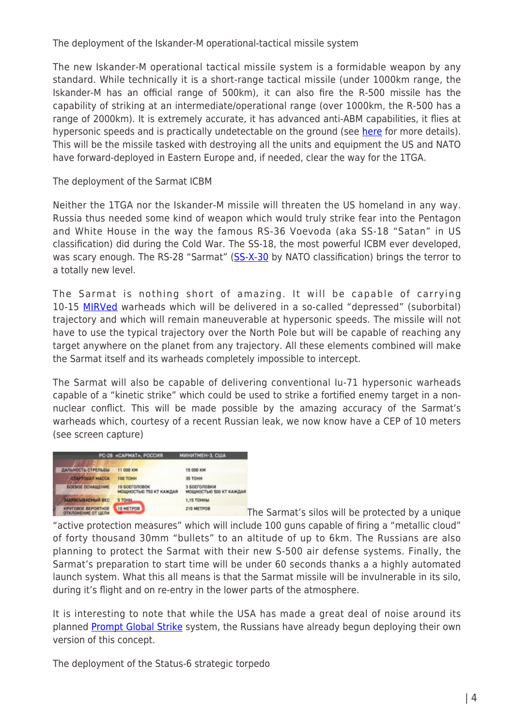### The deployment of the Iskander-M operational-tactical missile system

The new Iskander-M operational tactical missile system is a formidable weapon by any standard. While technically it is a short-range tactical missile (under 1000km range, the Iskander-M has an official range of 500km), it can also fire the R-500 missile has the capability of striking at an intermediate/operational range (over 1000km, the R-500 has a range of 2000km). It is extremely accurate, it has advanced anti-ABM capabilities, it flies at hypersonic speeds and is practically undetectable on the ground (see here for more details). This will be the missile tasked with destroying all the units and equipment the US and NATO have forward-deployed in Eastern Europe and, if needed, clear the way for the 1TGA.

### The deployment of the Sarmat ICBM

Neither the 1TGA nor the Iskander-M missile will threaten the US homeland in any way. Russia thus needed some kind of weapon which would truly strike fear into the Pentagon and White House in the way the famous RS-36 Voevoda (aka SS-18 "Satan" in US classification) did during the Cold War. The SS-18, the most powerful ICBM ever developed, was scary enough. The RS-28 "Sarmat" (SS-X-30 by NATO classification) brings the terror to a totally new level.

The Sarmat is nothing short of amazing. It will be capable of carrying 10-15 MIRVed warheads which will be delivered in a so-called "depressed" (suborbital) trajectory and which will remain maneuverable at hypersonic speeds. The missile will not have to use the typical trajectory over the North Pole but will be capable of reaching any target anywhere on the planet from any trajectory. All these elements combined will make the Sarmat itself and its warheads completely impossible to intercept.

The Sarmat will also be capable of delivering conventional Iu-71 hypersonic warheads capable of a "kinetic strike" which could be used to strike a fortified enemy target in a non-nuclear conflict. This will be made possible by the amazing accuracy of the Sarmat's warheads which, courtesy of a recent Russian leak, we now know have a CEP of 10 meters (see screen capture)

| | РС-28 «САРМАТ», РОССИЯ | МИНИТМЕН-3, США |
|---|---|---|
| ДАЛЬНОСТЬ СТРЕЛЬБЫ | 11 000 КМ | 15 000 КМ |
| СТАРТОВАЯ МАССА | 100 ТОНН | 35 ТОНН |
| БОЕВОЕ ОСНАЩЕНИЕ | 10 БОЕГОЛОВОК МОЩНОСТЬЮ 750 КТ КАЖДАЯ | 3 БОЕГОЛОВКИ МОЩНОСТЬЮ 500 КТ КАЖДАЯ |
| ЗАБРАСЫВАЕМЫЙ ВЕС | 5 ТОНН | 1,15 ТОННЫ |
| КРУГОВОЕ ВЕРОЯТНОЕ ОТКЛОНЕНИЕ ОТ ЦЕЛИ | 10 МЕТРОВ | 210 МЕТРОВ |

The Sarmat's silos will be protected by a unique "active protection measures" which will include 100 guns capable of firing a "metallic cloud" of forty thousand 30mm "bullets" to an altitude of up to 6km. The Russians are also planning to protect the Sarmat with their new S-500 air defense systems. Finally, the Sarmat's preparation to start time will be under 60 seconds thanks a a highly automated launch system. What this all means is that the Sarmat missile will be invulnerable in its silo, during it's flight and on re-entry in the lower parts of the atmosphere.

It is interesting to note that while the USA has made a great deal of noise around its planned Prompt Global Strike system, the Russians have already begun deploying their own version of this concept.

### The deployment of the Status-6 strategic torpedo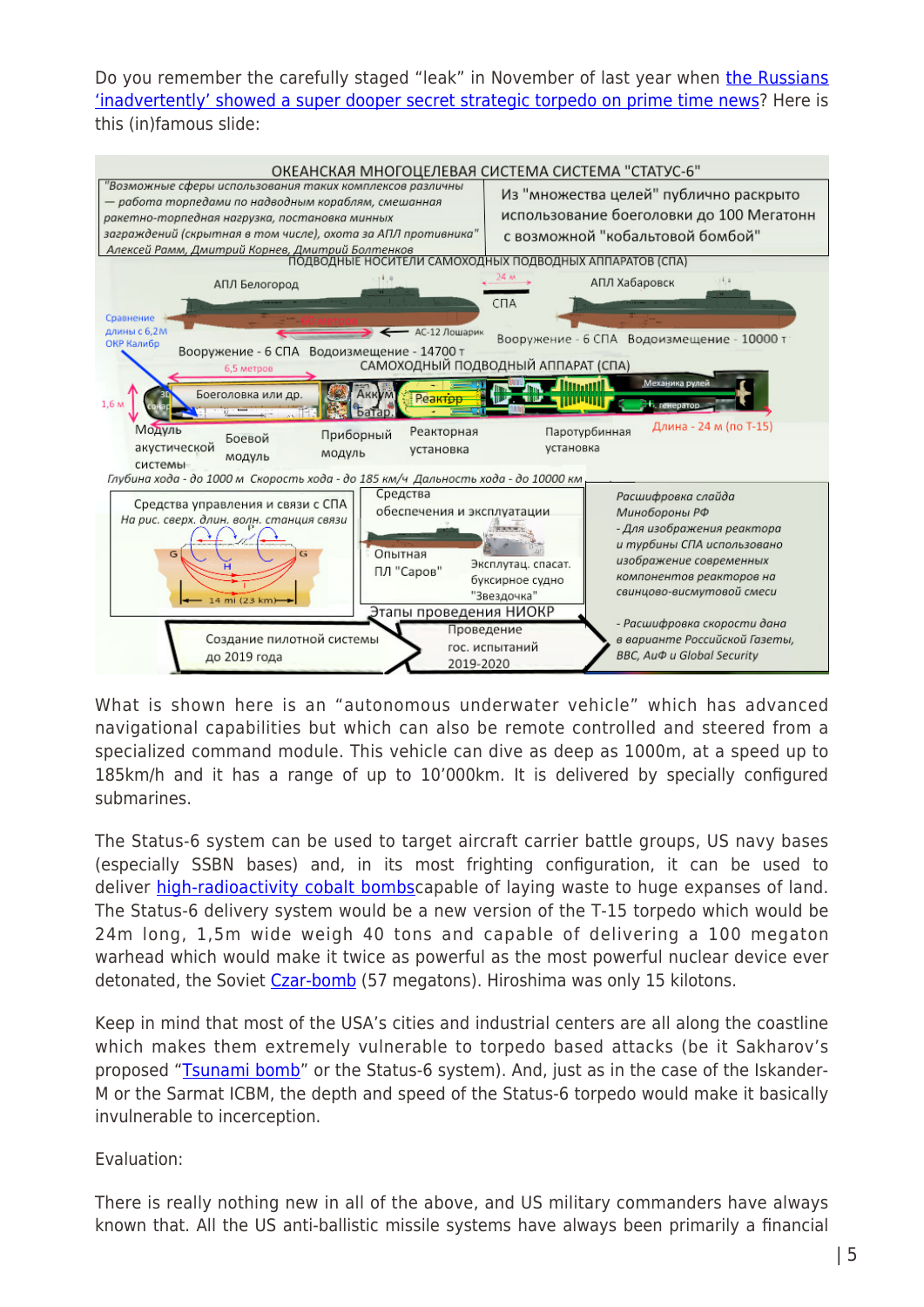Do you remember the carefully staged "leak" in November of last year when the Russians 'inadvertently' showed a super dooper secret strategic torpedo on prime time news? Here is this (in)famous slide:

What is shown here is an "autonomous underwater vehicle" which has advanced navigational capabilities but which can also be remote controlled and steered from a specialized command module. This vehicle can dive as deep as 1000m, at a speed up to 185km/h and it has a range of up to 10'000km. It is delivered by specially configured submarines.

The Status-6 system can be used to target aircraft carrier battle groups, US navy bases (especially SSBN bases) and, in its most frighting configuration, it can be used to deliver high-radioactivity cobalt bombscapable of laying waste to huge expanses of land. The Status-6 delivery system would be a new version of the T-15 torpedo which would be 24m long, 1,5m wide weigh 40 tons and capable of delivering a 100 megaton warhead which would make it twice as powerful as the most powerful nuclear device ever detonated, the Soviet Czar-bomb (57 megatons). Hiroshima was only 15 kilotons.

Keep in mind that most of the USA's cities and industrial centers are all along the coastline which makes them extremely vulnerable to torpedo based attacks (be it Sakharov's proposed "Tsunami bomb" or the Status-6 system). And, just as in the case of the Iskander-M or the Sarmat ICBM, the depth and speed of the Status-6 torpedo would make it basically invulnerable to incerception.

Evaluation:

There is really nothing new in all of the above, and US military commanders have always known that. All the US anti-ballistic missile systems have always been primarily a financial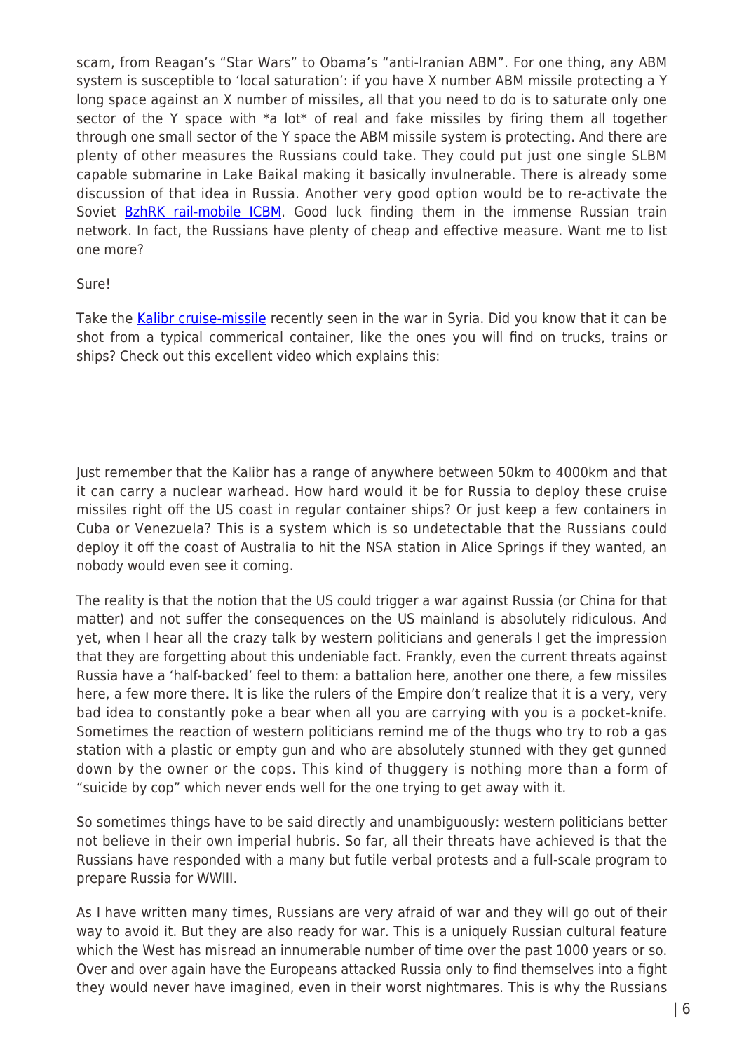scam, from Reagan's "Star Wars" to Obama's "anti-Iranian ABM". For one thing, any ABM system is susceptible to 'local saturation': if you have X number ABM missile protecting a Y long space against an X number of missiles, all that you need to do is to saturate only one sector of the Y space with *a lot* of real and fake missiles by firing them all together through one small sector of the Y space the ABM missile system is protecting. And there are plenty of other measures the Russians could take. They could put just one single SLBM capable submarine in Lake Baikal making it basically invulnerable. There is already some discussion of that idea in Russia. Another very good option would be to re-activate the Soviet [BzhRK rail-mobile ICBM](). Good luck finding them in the immense Russian train network. In fact, the Russians have plenty of cheap and effective measure. Want me to list one more?

Sure!

Take the [Kalibr cruise-missile]() recently seen in the war in Syria. Did you know that it can be shot from a typical commerical container, like the ones you will find on trucks, trains or ships? Check out this excellent video which explains this:

Just remember that the Kalibr has a range of anywhere between 50km to 4000km and that it can carry a nuclear warhead. How hard would it be for Russia to deploy these cruise missiles right off the US coast in regular container ships? Or just keep a few containers in Cuba or Venezuela? This is a system which is so undetectable that the Russians could deploy it off the coast of Australia to hit the NSA station in Alice Springs if they wanted, an nobody would even see it coming.

The reality is that the notion that the US could trigger a war against Russia (or China for that matter) and not suffer the consequences on the US mainland is absolutely ridiculous. And yet, when I hear all the crazy talk by western politicians and generals I get the impression that they are forgetting about this undeniable fact. Frankly, even the current threats against Russia have a 'half-backed' feel to them: a battalion here, another one there, a few missiles here, a few more there. It is like the rulers of the Empire don't realize that it is a very, very bad idea to constantly poke a bear when all you are carrying with you is a pocket-knife. Sometimes the reaction of western politicians remind me of the thugs who try to rob a gas station with a plastic or empty gun and who are absolutely stunned with they get gunned down by the owner or the cops. This kind of thuggery is nothing more than a form of "suicide by cop" which never ends well for the one trying to get away with it.

So sometimes things have to be said directly and unambiguously: western politicians better not believe in their own imperial hubris. So far, all their threats have achieved is that the Russians have responded with a many but futile verbal protests and a full-scale program to prepare Russia for WWIII.

As I have written many times, Russians are very afraid of war and they will go out of their way to avoid it. But they are also ready for war. This is a uniquely Russian cultural feature which the West has misread an innumerable number of time over the past 1000 years or so. Over and over again have the Europeans attacked Russia only to find themselves into a fight they would never have imagined, even in their worst nightmares. This is why the Russians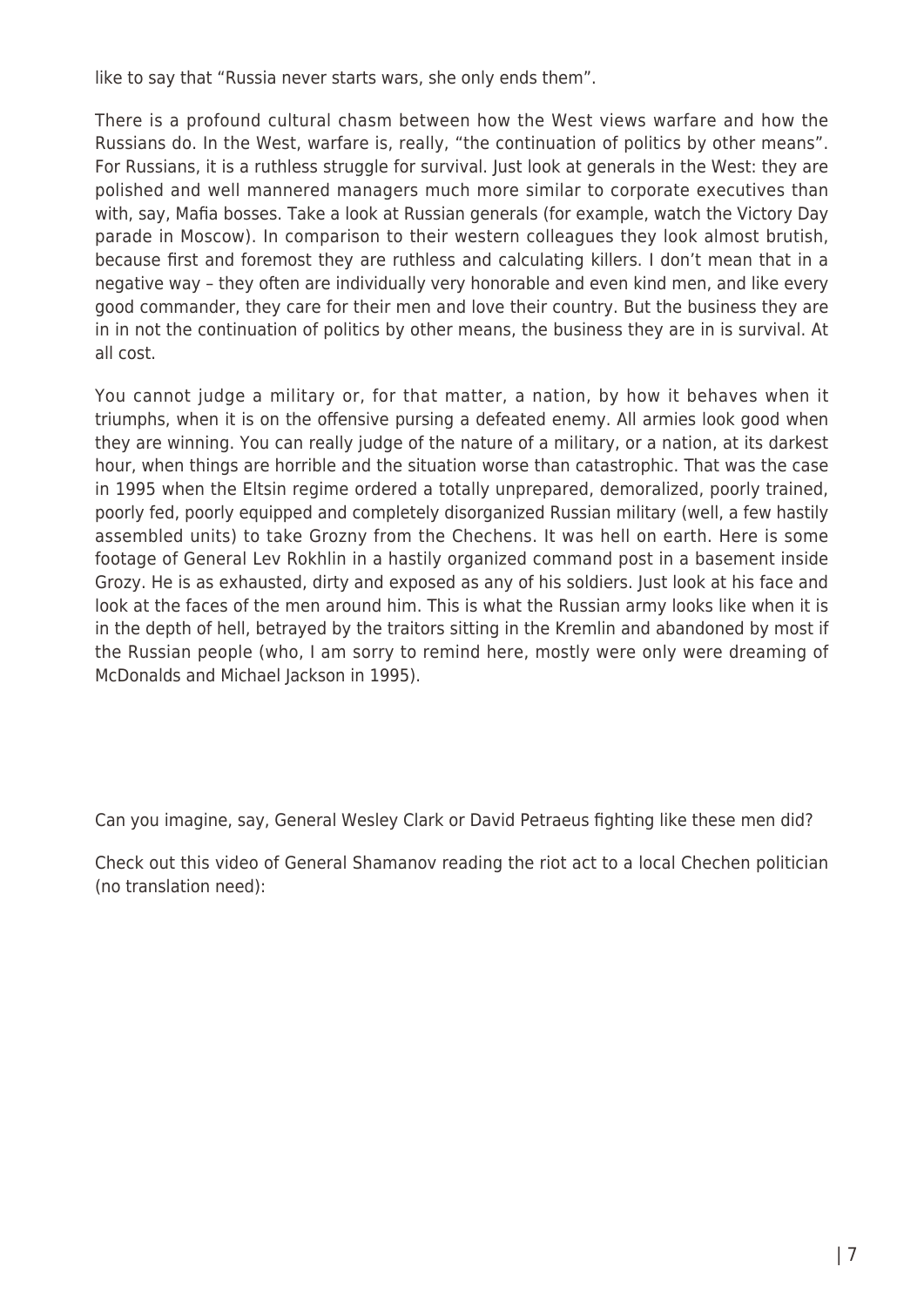like to say that "Russia never starts wars, she only ends them".

There is a profound cultural chasm between how the West views warfare and how the Russians do. In the West, warfare is, really, "the continuation of politics by other means". For Russians, it is a ruthless struggle for survival. Just look at generals in the West: they are polished and well mannered managers much more similar to corporate executives than with, say, Mafia bosses. Take a look at Russian generals (for example, watch the Victory Day parade in Moscow). In comparison to their western colleagues they look almost brutish, because first and foremost they are ruthless and calculating killers. I don't mean that in a negative way – they often are individually very honorable and even kind men, and like every good commander, they care for their men and love their country. But the business they are in in not the continuation of politics by other means, the business they are in is survival. At all cost.

You cannot judge a military or, for that matter, a nation, by how it behaves when it triumphs, when it is on the offensive pursing a defeated enemy. All armies look good when they are winning. You can really judge of the nature of a military, or a nation, at its darkest hour, when things are horrible and the situation worse than catastrophic. That was the case in 1995 when the Eltsin regime ordered a totally unprepared, demoralized, poorly trained, poorly fed, poorly equipped and completely disorganized Russian military (well, a few hastily assembled units) to take Grozny from the Chechens. It was hell on earth. Here is some footage of General Lev Rokhlin in a hastily organized command post in a basement inside Grozy. He is as exhausted, dirty and exposed as any of his soldiers. Just look at his face and look at the faces of the men around him. This is what the Russian army looks like when it is in the depth of hell, betrayed by the traitors sitting in the Kremlin and abandoned by most if the Russian people (who, I am sorry to remind here, mostly were only were dreaming of McDonalds and Michael Jackson in 1995).

Can you imagine, say, General Wesley Clark or David Petraeus fighting like these men did?

Check out this video of General Shamanov reading the riot act to a local Chechen politician (no translation need):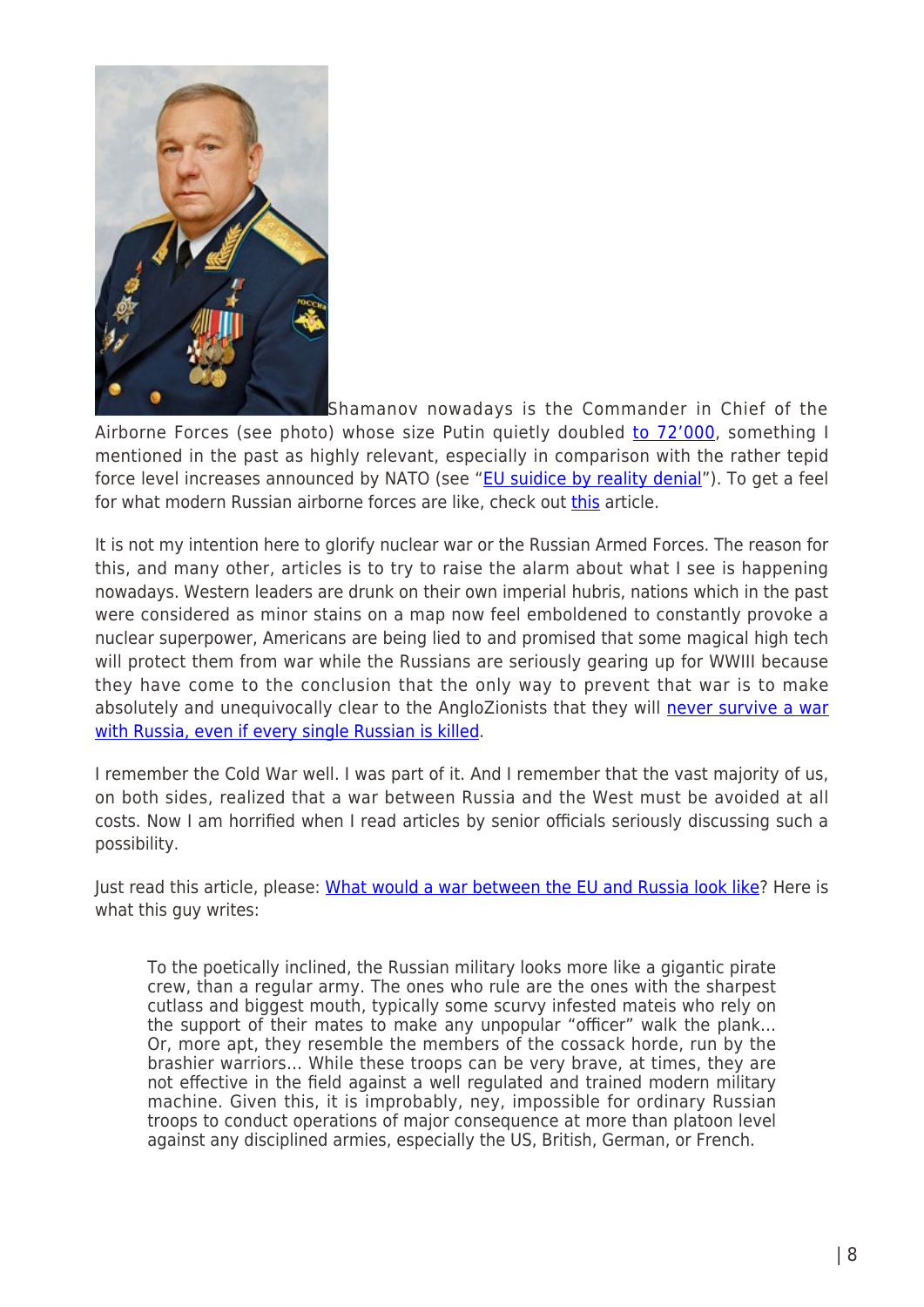Shamanov nowadays is the Commander in Chief of the Airborne Forces (see photo) whose size Putin quietly doubled to 72'000, something I mentioned in the past as highly relevant, especially in comparison with the rather tepid force level increases announced by NATO (see "EU suidice by reality denial"). To get a feel for what modern Russian airborne forces are like, check out this article.

It is not my intention here to glorify nuclear war or the Russian Armed Forces. The reason for this, and many other, articles is to try to raise the alarm about what I see is happening nowadays. Western leaders are drunk on their own imperial hubris, nations which in the past were considered as minor stains on a map now feel emboldened to constantly provoke a nuclear superpower, Americans are being lied to and promised that some magical high tech will protect them from war while the Russians are seriously gearing up for WWIII because they have come to the conclusion that the only way to prevent that war is to make absolutely and unequivocally clear to the AngloZionists that they will never survive a war with Russia, even if every single Russian is killed.

I remember the Cold War well. I was part of it. And I remember that the vast majority of us, on both sides, realized that a war between Russia and the West must be avoided at all costs. Now I am horrified when I read articles by senior officials seriously discussing such a possibility.

Just read this article, please: What would a war between the EU and Russia look like? Here is what this guy writes:

> To the poetically inclined, the Russian military looks more like a gigantic pirate crew, than a regular army. The ones who rule are the ones with the sharpest cutlass and biggest mouth, typically some scurvy infested mateis who rely on the support of their mates to make any unpopular "officer" walk the plank... Or, more apt, they resemble the members of the cossack horde, run by the brashier warriors... While these troops can be very brave, at times, they are not effective in the field against a well regulated and trained modern military machine. Given this, it is improbably, ney, impossible for ordinary Russian troops to conduct operations of major consequence at more than platoon level against any disciplined armies, especially the US, British, German, or French.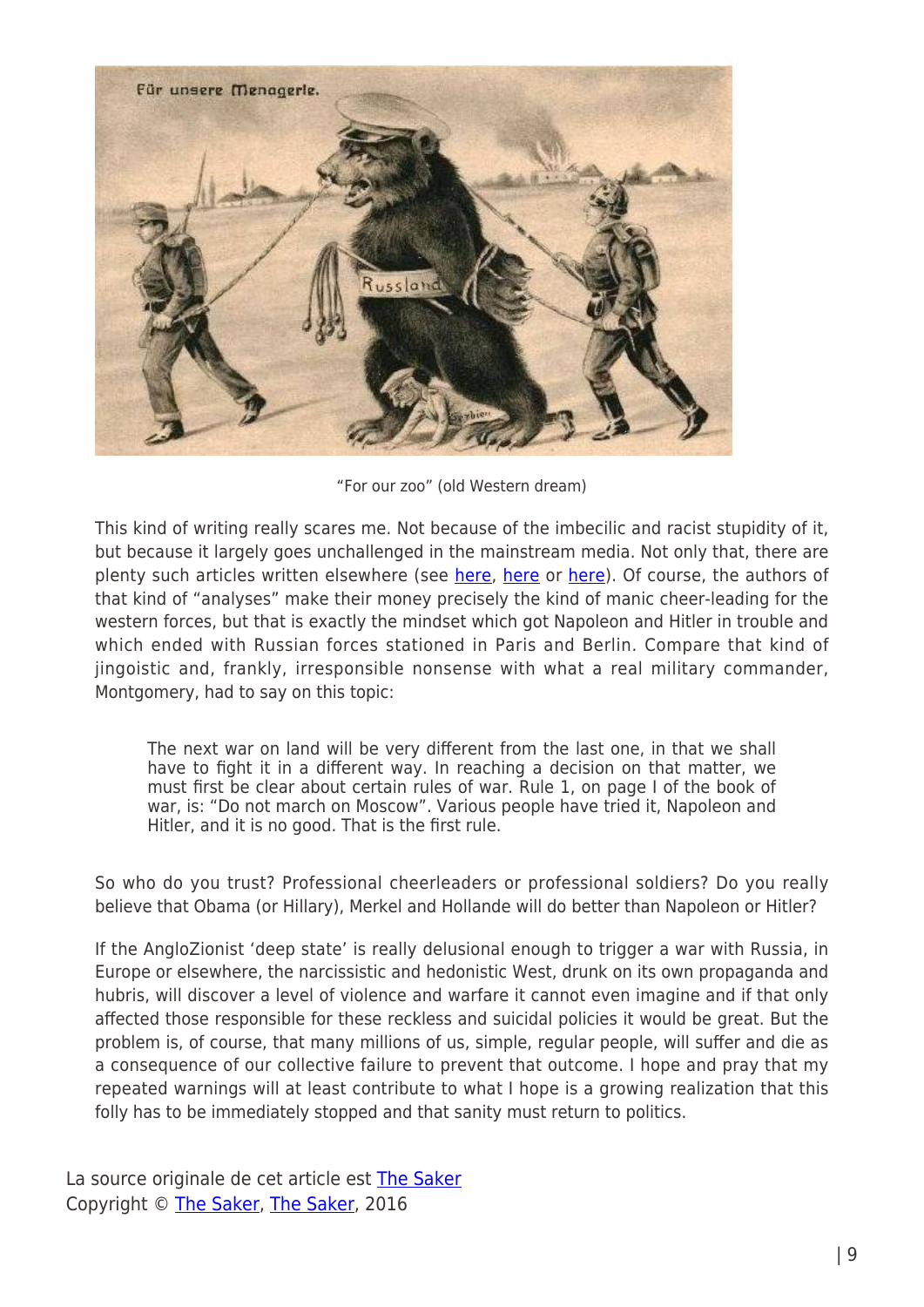"For our zoo" (old Western dream)

This kind of writing really scares me. Not because of the imbecilic and racist stupidity of it, but because it largely goes unchallenged in the mainstream media. Not only that, there are plenty such articles written elsewhere (see here, here or here). Of course, the authors of that kind of "analyses" make their money precisely the kind of manic cheer-leading for the western forces, but that is exactly the mindset which got Napoleon and Hitler in trouble and which ended with Russian forces stationed in Paris and Berlin. Compare that kind of jingoistic and, frankly, irresponsible nonsense with what a real military commander, Montgomery, had to say on this topic:

> The next war on land will be very different from the last one, in that we shall have to fight it in a different way. In reaching a decision on that matter, we must first be clear about certain rules of war. Rule 1, on page I of the book of war, is: "Do not march on Moscow". Various people have tried it, Napoleon and Hitler, and it is no good. That is the first rule.

So who do you trust? Professional cheerleaders or professional soldiers? Do you really believe that Obama (or Hillary), Merkel and Hollande will do better than Napoleon or Hitler?

If the AngloZionist 'deep state' is really delusional enough to trigger a war with Russia, in Europe or elsewhere, the narcissistic and hedonistic West, drunk on its own propaganda and hubris, will discover a level of violence and warfare it cannot even imagine and if that only affected those responsible for these reckless and suicidal policies it would be great. But the problem is, of course, that many millions of us, simple, regular people, will suffer and die as a consequence of our collective failure to prevent that outcome. I hope and pray that my repeated warnings will at least contribute to what I hope is a growing realization that this folly has to be immediately stopped and that sanity must return to politics.

La source originale de cet article est The Saker
Copyright © The Saker, The Saker, 2016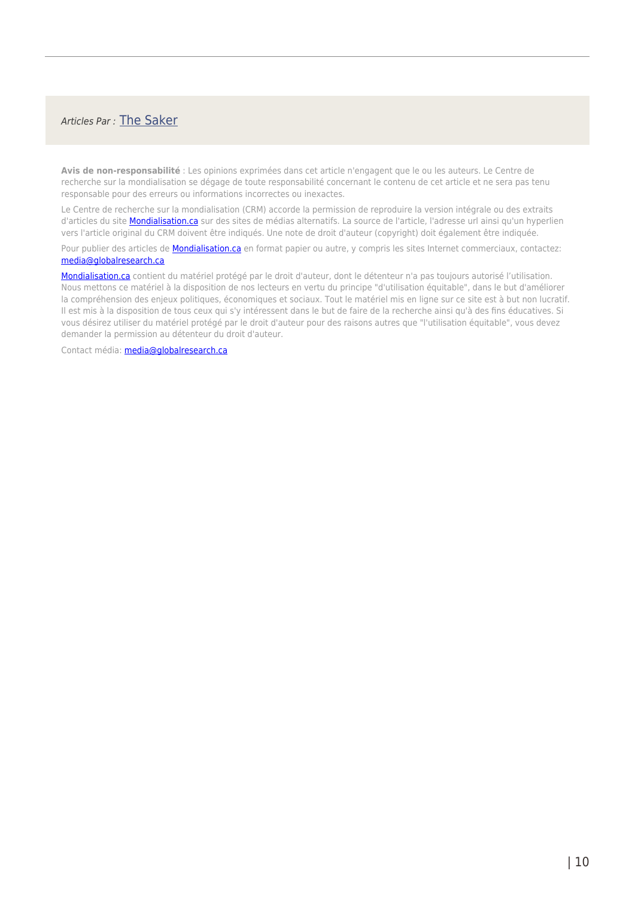*Articles Par :* The Saker

**Avis de non-responsabilité** : Les opinions exprimées dans cet article n'engagent que le ou les auteurs. Le Centre de recherche sur la mondialisation se dégage de toute responsabilité concernant le contenu de cet article et ne sera pas tenu responsable pour des erreurs ou informations incorrectes ou inexactes.

Le Centre de recherche sur la mondialisation (CRM) accorde la permission de reproduire la version intégrale ou des extraits d'articles du site Mondialisation.ca sur des sites de médias alternatifs. La source de l'article, l'adresse url ainsi qu'un hyperlien vers l'article original du CRM doivent être indiqués. Une note de droit d'auteur (copyright) doit également être indiquée.

Pour publier des articles de Mondialisation.ca en format papier ou autre, y compris les sites Internet commerciaux, contactez: media@globalresearch.ca

Mondialisation.ca contient du matériel protégé par le droit d'auteur, dont le détenteur n'a pas toujours autorisé l'utilisation. Nous mettons ce matériel à la disposition de nos lecteurs en vertu du principe "d'utilisation équitable", dans le but d'améliorer la compréhension des enjeux politiques, économiques et sociaux. Tout le matériel mis en ligne sur ce site est à but non lucratif. Il est mis à la disposition de tous ceux qui s'y intéressent dans le but de faire de la recherche ainsi qu'à des fins éducatives. Si vous désirez utiliser du matériel protégé par le droit d'auteur pour des raisons autres que "l'utilisation équitable", vous devez demander la permission au détenteur du droit d'auteur.

Contact média: media@globalresearch.ca